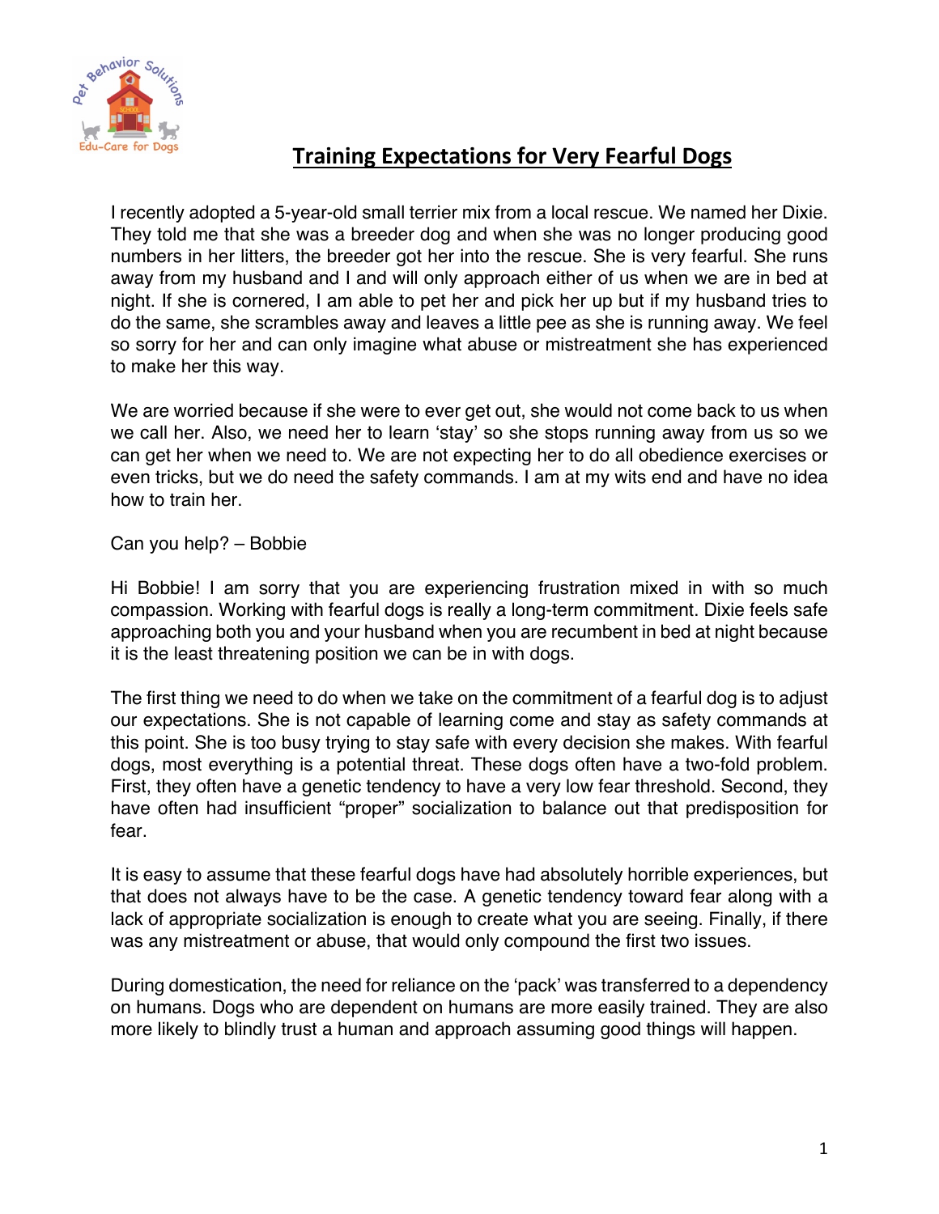# Training Expectations for Very Fearful Dogs

I recently adopted a 5-year-old small terrier mix from a local rescue. We named her Dixie. They told me that she was a breeder dog and when she was no longer producing good numbers in her litters, the breeder got her into the rescue. She is very fearful. She runs away from my husband and I and will only approach either of us when we are in bed at night. If she is cornered, I am able to pet her and pick her up but if my husband tries to do the same, she scrambles away and leaves a little pee as she is running away. We feel so sorry for her and can only imagine what abuse or mistreatment she has experienced to make her this way.

We are worried because if she were to ever get out, she would not come back to us when we call her. Also, we need her to learn 'stay' so she stops running away from us so we can get her when we need to. We are not expecting her to do all obedience exercises or even tricks, but we do need the safety commands. I am at my wits end and have no idea how to train her.

Can you help? – Bobbie

Hi Bobbie! I am sorry that you are experiencing frustration mixed in with so much compassion. Working with fearful dogs is really a long-term commitment. Dixie feels safe approaching both you and your husband when you are recumbent in bed at night because it is the least threatening position we can be in with dogs.

The first thing we need to do when we take on the commitment of a fearful dog is to adjust our expectations. She is not capable of learning come and stay as safety commands at this point. She is too busy trying to stay safe with every decision she makes. With fearful dogs, most everything is a potential threat. These dogs often have a two-fold problem. First, they often have a genetic tendency to have a very low fear threshold. Second, they have often had insufficient "proper" socialization to balance out that predisposition for fear.

It is easy to assume that these fearful dogs have had absolutely horrible experiences, but that does not always have to be the case. A genetic tendency toward fear along with a lack of appropriate socialization is enough to create what you are seeing. Finally, if there was any mistreatment or abuse, that would only compound the first two issues.

During domestication, the need for reliance on the 'pack' was transferred to a dependency on humans. Dogs who are dependent on humans are more easily trained. They are also more likely to blindly trust a human and approach assuming good things will happen.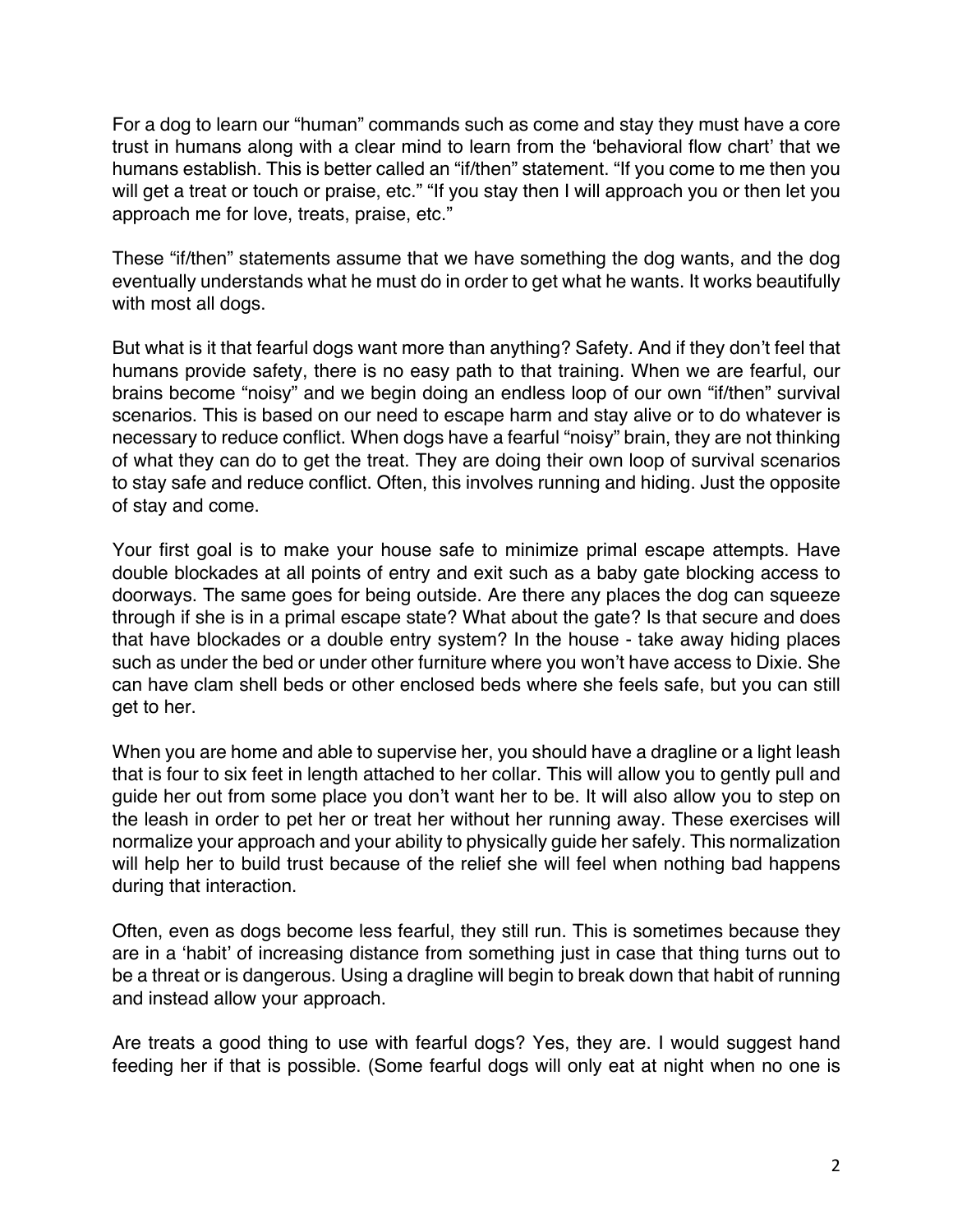For a dog to learn our "human" commands such as come and stay they must have a core trust in humans along with a clear mind to learn from the 'behavioral flow chart' that we humans establish. This is better called an "if/then" statement. "If you come to me then you will get a treat or touch or praise, etc." "If you stay then I will approach you or then let you approach me for love, treats, praise, etc."

These "if/then" statements assume that we have something the dog wants, and the dog eventually understands what he must do in order to get what he wants. It works beautifully with most all dogs.

But what is it that fearful dogs want more than anything? Safety. And if they don't feel that humans provide safety, there is no easy path to that training. When we are fearful, our brains become "noisy" and we begin doing an endless loop of our own "if/then" survival scenarios. This is based on our need to escape harm and stay alive or to do whatever is necessary to reduce conflict. When dogs have a fearful "noisy" brain, they are not thinking of what they can do to get the treat. They are doing their own loop of survival scenarios to stay safe and reduce conflict. Often, this involves running and hiding. Just the opposite of stay and come.

Your first goal is to make your house safe to minimize primal escape attempts. Have double blockades at all points of entry and exit such as a baby gate blocking access to doorways. The same goes for being outside. Are there any places the dog can squeeze through if she is in a primal escape state? What about the gate? Is that secure and does that have blockades or a double entry system? In the house - take away hiding places such as under the bed or under other furniture where you won't have access to Dixie. She can have clam shell beds or other enclosed beds where she feels safe, but you can still get to her.

When you are home and able to supervise her, you should have a dragline or a light leash that is four to six feet in length attached to her collar. This will allow you to gently pull and guide her out from some place you don't want her to be. It will also allow you to step on the leash in order to pet her or treat her without her running away. These exercises will normalize your approach and your ability to physically guide her safely. This normalization will help her to build trust because of the relief she will feel when nothing bad happens during that interaction.

Often, even as dogs become less fearful, they still run. This is sometimes because they are in a 'habit' of increasing distance from something just in case that thing turns out to be a threat or is dangerous. Using a dragline will begin to break down that habit of running and instead allow your approach.

Are treats a good thing to use with fearful dogs? Yes, they are. I would suggest hand feeding her if that is possible. (Some fearful dogs will only eat at night when no one is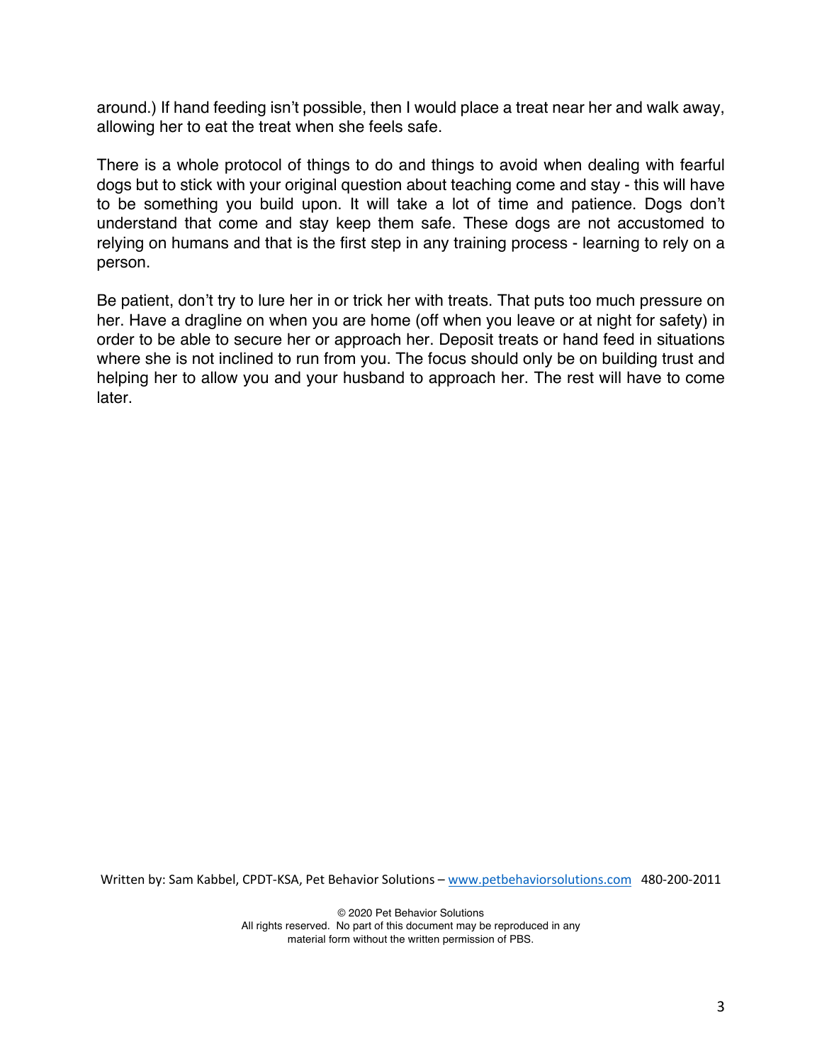around.) If hand feeding isn't possible, then I would place a treat near her and walk away, allowing her to eat the treat when she feels safe.

There is a whole protocol of things to do and things to avoid when dealing with fearful dogs but to stick with your original question about teaching come and stay - this will have to be something you build upon. It will take a lot of time and patience. Dogs don't understand that come and stay keep them safe. These dogs are not accustomed to relying on humans and that is the first step in any training process - learning to rely on a person.

Be patient, don't try to lure her in or trick her with treats. That puts too much pressure on her. Have a dragline on when you are home (off when you leave or at night for safety) in order to be able to secure her or approach her. Deposit treats or hand feed in situations where she is not inclined to run from you. The focus should only be on building trust and helping her to allow you and your husband to approach her. The rest will have to come later.

Written by: Sam Kabbel, CPDT-KSA, Pet Behavior Solutions – www.petbehaviorsolutions.com 480-200-2011

© 2020 Pet Behavior Solutions
All rights reserved. No part of this document may be reproduced in any material form without the written permission of PBS.